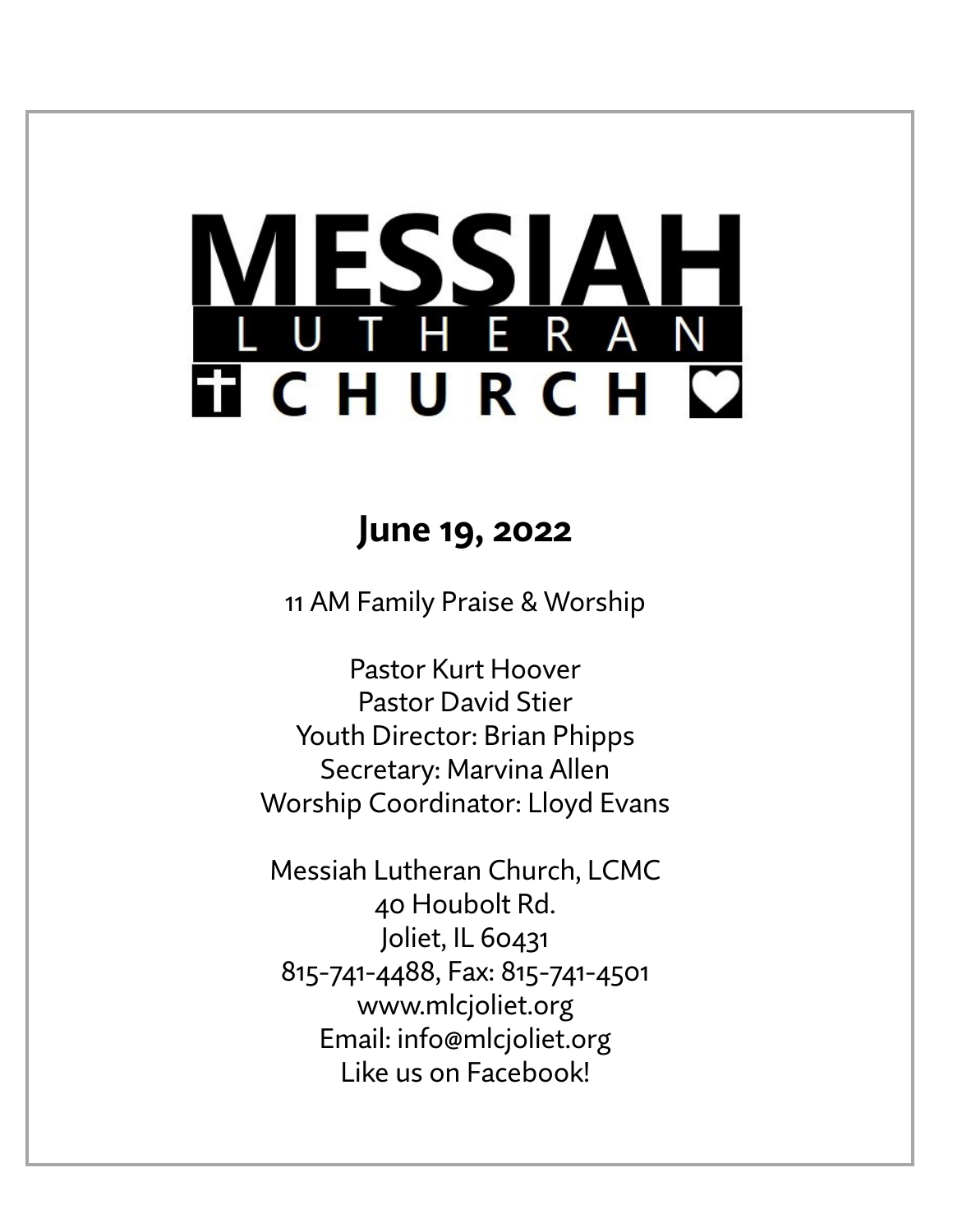# MESSIAH LUTHERAN CHURCH

## June 19, 2022

11 AM Family Praise & Worship

Pastor Kurt Hoover
Pastor David Stier
Youth Director: Brian Phipps
Secretary: Marvina Allen
Worship Coordinator: Lloyd Evans

Messiah Lutheran Church, LCMC
40 Houbolt Rd.
Joliet, IL 60431
815-741-4488, Fax: 815-741-4501
www.mlcjoliet.org
Email: info@mlcjoliet.org
Like us on Facebook!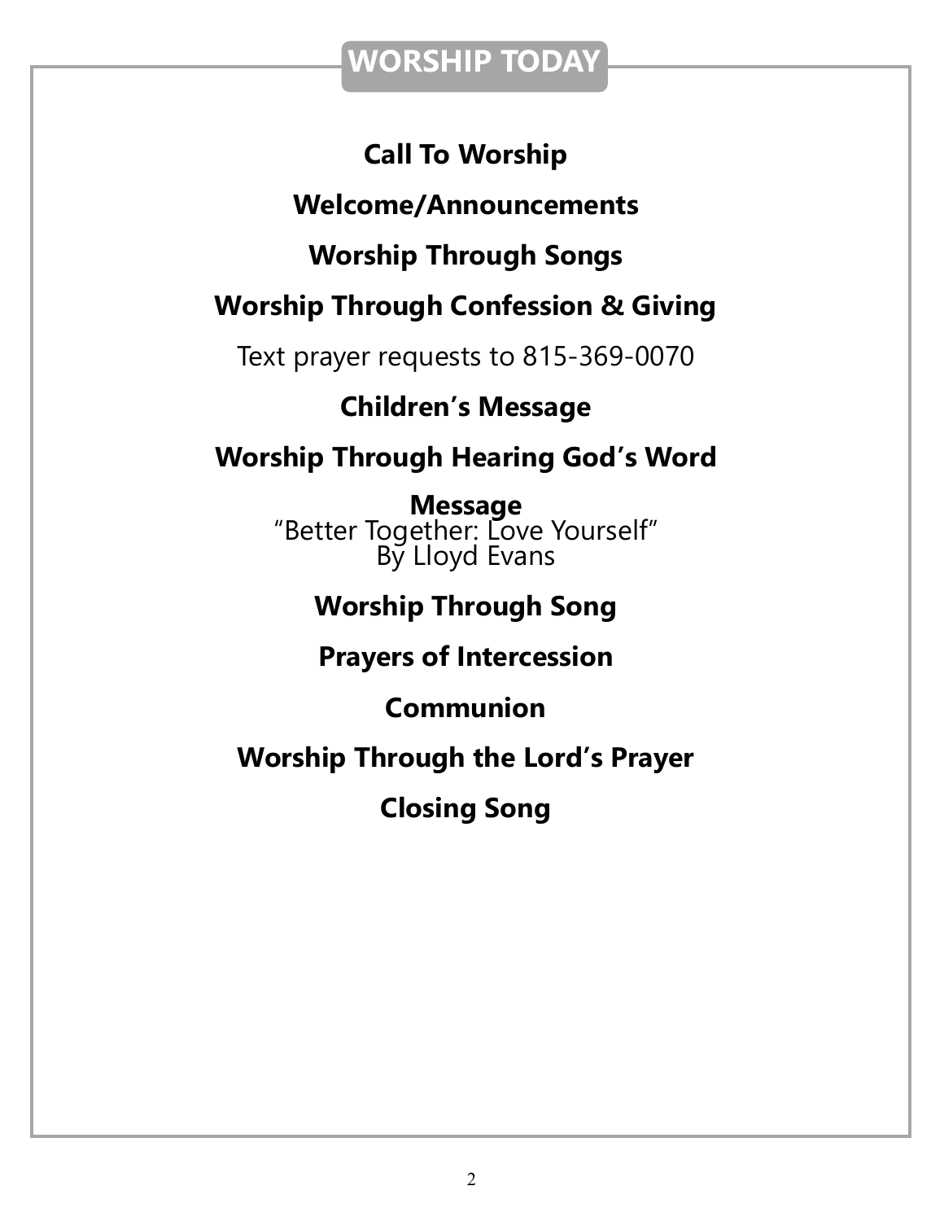## WORSHIP TODAY

**Call To Worship**

**Welcome/Announcements**

**Worship Through Songs**

**Worship Through Confession & Giving**

Text prayer requests to 815-369-0070

**Children's Message**

**Worship Through Hearing God's Word**

**Message**
"Better Together: Love Yourself"
By Lloyd Evans

**Worship Through Song**

**Prayers of Intercession**

**Communion**

**Worship Through the Lord's Prayer**

**Closing Song**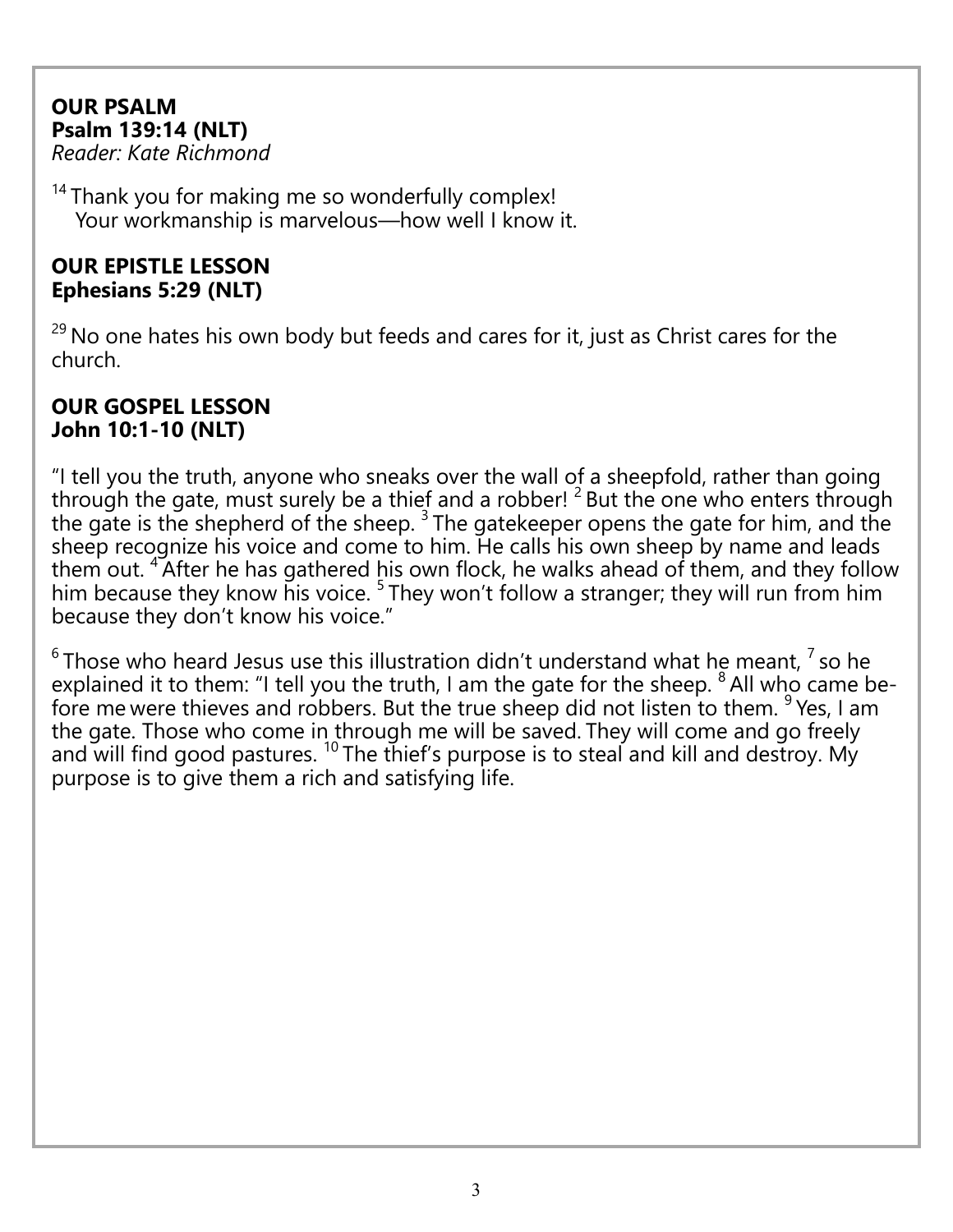**OUR PSALM**
**Psalm 139:14 (NLT)**
*Reader: Kate Richmond*

[14] Thank you for making me so wonderfully complex!
Your workmanship is marvelous—how well I know it.

**OUR EPISTLE LESSON**
**Ephesians 5:29 (NLT)**

[29] No one hates his own body but feeds and cares for it, just as Christ cares for the church.

**OUR GOSPEL LESSON**
**John 10:1-10 (NLT)**

"I tell you the truth, anyone who sneaks over the wall of a sheepfold, rather than going through the gate, must surely be a thief and a robber! [2] But the one who enters through the gate is the shepherd of the sheep. [3] The gatekeeper opens the gate for him, and the sheep recognize his voice and come to him. He calls his own sheep by name and leads them out. [4] After he has gathered his own flock, he walks ahead of them, and they follow him because they know his voice. [5] They won't follow a stranger; they will run from him because they don't know his voice."

[6] Those who heard Jesus use this illustration didn't understand what he meant, [7] so he explained it to them: "I tell you the truth, I am the gate for the sheep. [8] All who came before me were thieves and robbers. But the true sheep did not listen to them. [9] Yes, I am the gate. Those who come in through me will be saved. They will come and go freely and will find good pastures. [10] The thief's purpose is to steal and kill and destroy. My purpose is to give them a rich and satisfying life.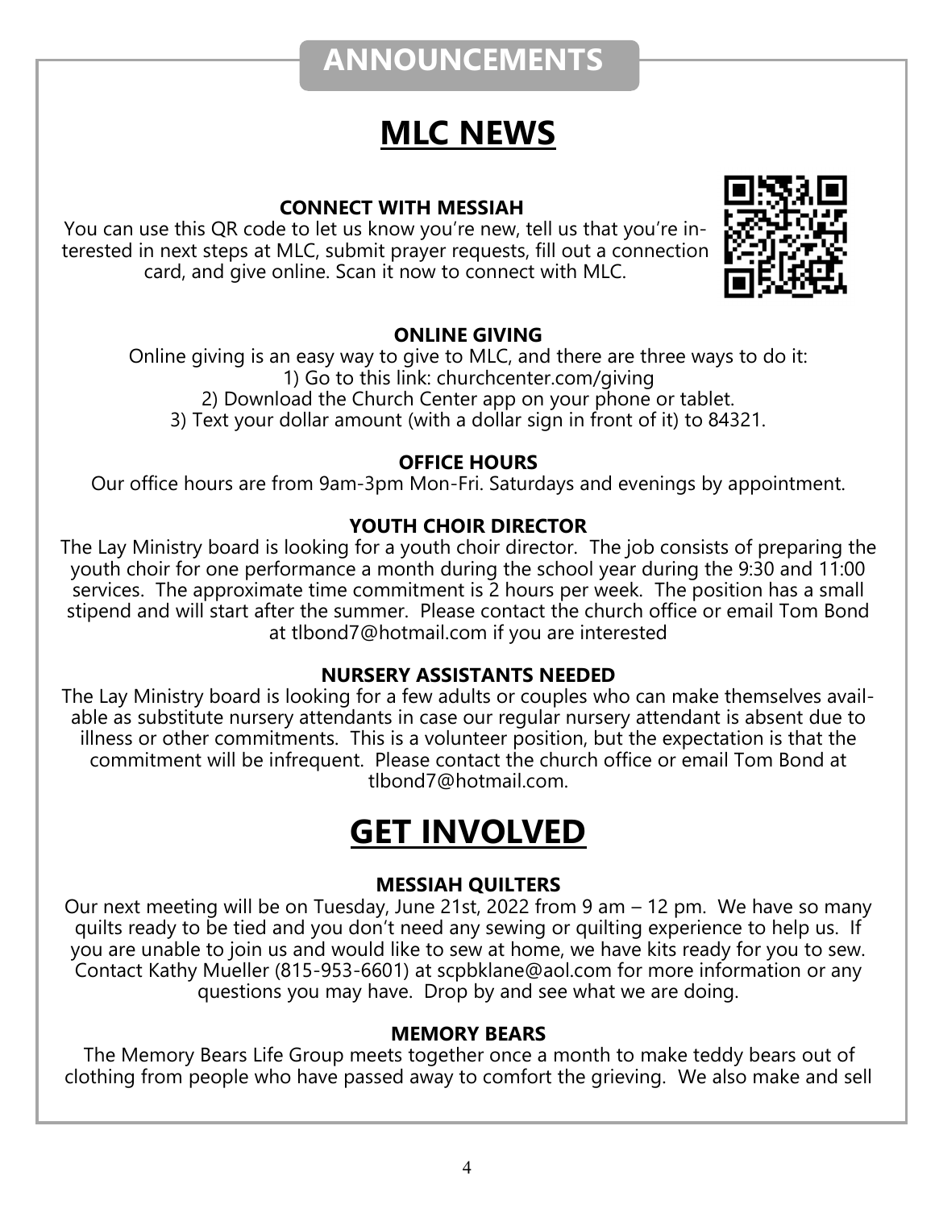# ANNOUNCEMENTS

## MLC NEWS

### CONNECT WITH MESSIAH

You can use this QR code to let us know you're new, tell us that you're interested in next steps at MLC, submit prayer requests, fill out a connection card, and give online. Scan it now to connect with MLC.

### ONLINE GIVING

Online giving is an easy way to give to MLC, and there are three ways to do it:

1) Go to this link: churchcenter.com/giving
2) Download the Church Center app on your phone or tablet.
3) Text your dollar amount (with a dollar sign in front of it) to 84321.

### OFFICE HOURS

Our office hours are from 9am-3pm Mon-Fri. Saturdays and evenings by appointment.

### YOUTH CHOIR DIRECTOR

The Lay Ministry board is looking for a youth choir director. The job consists of preparing the youth choir for one performance a month during the school year during the 9:30 and 11:00 services. The approximate time commitment is 2 hours per week. The position has a small stipend and will start after the summer. Please contact the church office or email Tom Bond at tlbond7@hotmail.com if you are interested

### NURSERY ASSISTANTS NEEDED

The Lay Ministry board is looking for a few adults or couples who can make themselves available as substitute nursery attendants in case our regular nursery attendant is absent due to illness or other commitments. This is a volunteer position, but the expectation is that the commitment will be infrequent. Please contact the church office or email Tom Bond at tlbond7@hotmail.com.

## GET INVOLVED

### MESSIAH QUILTERS

Our next meeting will be on Tuesday, June 21st, 2022 from 9 am – 12 pm. We have so many quilts ready to be tied and you don't need any sewing or quilting experience to help us. If you are unable to join us and would like to sew at home, we have kits ready for you to sew. Contact Kathy Mueller (815-953-6601) at scpbklane@aol.com for more information or any questions you may have. Drop by and see what we are doing.

### MEMORY BEARS

The Memory Bears Life Group meets together once a month to make teddy bears out of clothing from people who have passed away to comfort the grieving. We also make and sell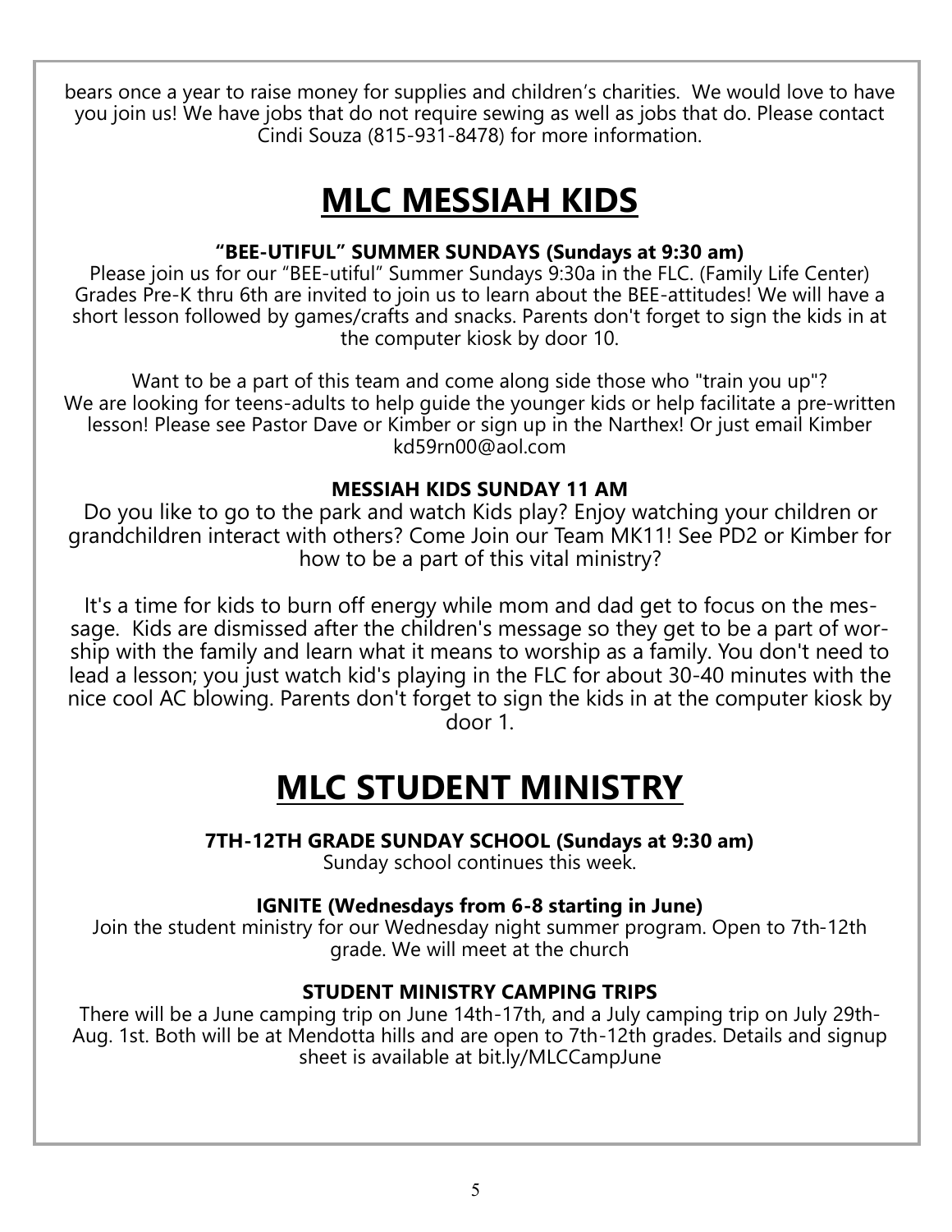bears once a year to raise money for supplies and children's charities.  We would love to have you join us! We have jobs that do not require sewing as well as jobs that do. Please contact Cindi Souza (815-931-8478) for more information.

# MLC MESSIAH KIDS

### "BEE-UTIFUL" SUMMER SUNDAYS (Sundays at 9:30 am)

Please join us for our "BEE-utiful" Summer Sundays 9:30a in the FLC. (Family Life Center) Grades Pre-K thru 6th are invited to join us to learn about the BEE-attitudes! We will have a short lesson followed by games/crafts and snacks. Parents don't forget to sign the kids in at the computer kiosk by door 10.

Want to be a part of this team and come along side those who "train you up"? We are looking for teens-adults to help guide the younger kids or help facilitate a pre-written lesson! Please see Pastor Dave or Kimber or sign up in the Narthex! Or just email Kimber kd59rn00@aol.com

### MESSIAH KIDS SUNDAY 11 AM

Do you like to go to the park and watch Kids play? Enjoy watching your children or grandchildren interact with others? Come Join our Team MK11! See PD2 or Kimber for how to be a part of this vital ministry?

It's a time for kids to burn off energy while mom and dad get to focus on the message.  Kids are dismissed after the children's message so they get to be a part of worship with the family and learn what it means to worship as a family. You don't need to lead a lesson; you just watch kid's playing in the FLC for about 30-40 minutes with the nice cool AC blowing. Parents don't forget to sign the kids in at the computer kiosk by door 1.

# MLC STUDENT MINISTRY

### 7TH-12TH GRADE SUNDAY SCHOOL (Sundays at 9:30 am)

Sunday school continues this week.

### IGNITE (Wednesdays from 6-8 starting in June)

Join the student ministry for our Wednesday night summer program. Open to 7th-12th grade. We will meet at the church

### STUDENT MINISTRY CAMPING TRIPS

There will be a June camping trip on June 14th-17th, and a July camping trip on July 29th-Aug. 1st. Both will be at Mendotta hills and are open to 7th-12th grades. Details and signup sheet is available at bit.ly/MLCCampJune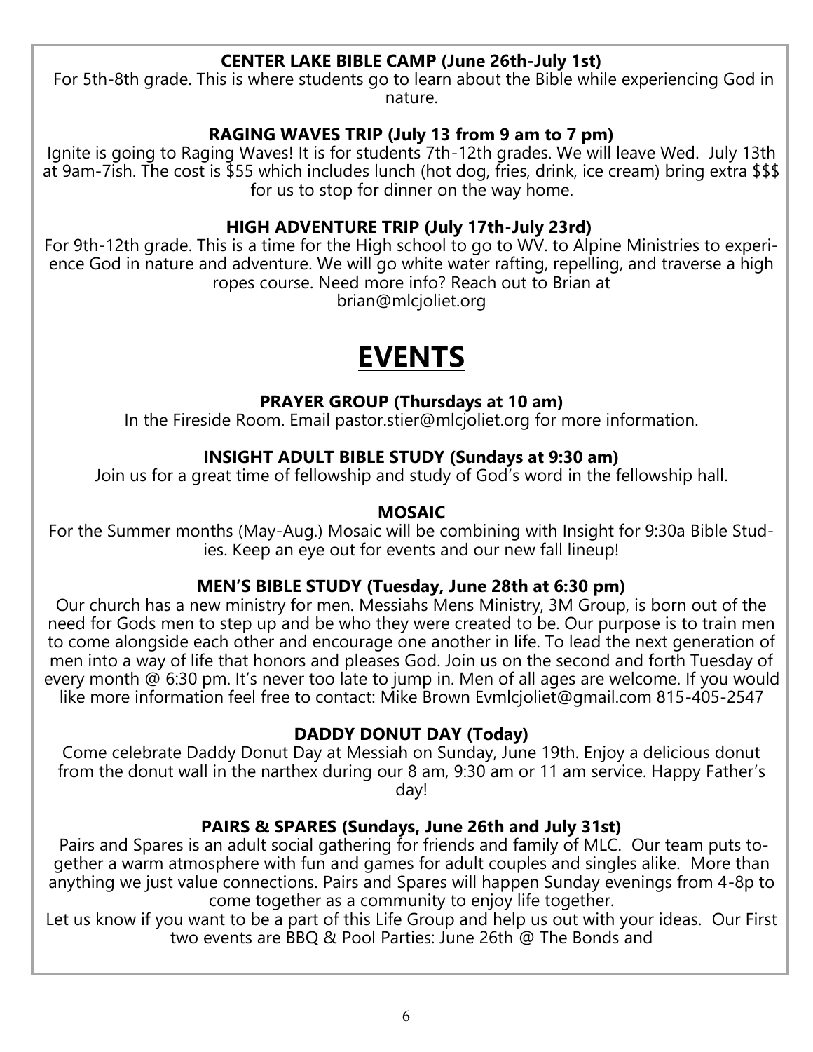**CENTER LAKE BIBLE CAMP (June 26th-July 1st)**

For 5th-8th grade. This is where students go to learn about the Bible while experiencing God in nature.

**RAGING WAVES TRIP (July 13 from 9 am to 7 pm)**

Ignite is going to Raging Waves! It is for students 7th-12th grades. We will leave Wed. July 13th at 9am-7ish. The cost is $55 which includes lunch (hot dog, fries, drink, ice cream) bring extra $$$ for us to stop for dinner on the way home.

**HIGH ADVENTURE TRIP (July 17th-July 23rd)**

For 9th-12th grade. This is a time for the High school to go to WV. to Alpine Ministries to experience God in nature and adventure. We will go white water rafting, repelling, and traverse a high ropes course. Need more info? Reach out to Brian at brian@mlcjoliet.org

# EVENTS

**PRAYER GROUP (Thursdays at 10 am)**

In the Fireside Room. Email pastor.stier@mlcjoliet.org for more information.

**INSIGHT ADULT BIBLE STUDY (Sundays at 9:30 am)**

Join us for a great time of fellowship and study of God's word in the fellowship hall.

**MOSAIC**

For the Summer months (May-Aug.) Mosaic will be combining with Insight for 9:30a Bible Studies. Keep an eye out for events and our new fall lineup!

**MEN'S BIBLE STUDY (Tuesday, June 28th at 6:30 pm)**

Our church has a new ministry for men. Messiahs Mens Ministry, 3M Group, is born out of the need for Gods men to step up and be who they were created to be. Our purpose is to train men to come alongside each other and encourage one another in life. To lead the next generation of men into a way of life that honors and pleases God. Join us on the second and forth Tuesday of every month @ 6:30 pm. It's never too late to jump in. Men of all ages are welcome. If you would like more information feel free to contact: Mike Brown Evmlcjoliet@gmail.com 815-405-2547

**DADDY DONUT DAY (Today)**

Come celebrate Daddy Donut Day at Messiah on Sunday, June 19th. Enjoy a delicious donut from the donut wall in the narthex during our 8 am, 9:30 am or 11 am service. Happy Father's day!

**PAIRS & SPARES (Sundays, June 26th and July 31st)**

Pairs and Spares is an adult social gathering for friends and family of MLC. Our team puts together a warm atmosphere with fun and games for adult couples and singles alike. More than anything we just value connections. Pairs and Spares will happen Sunday evenings from 4-8p to come together as a community to enjoy life together.

Let us know if you want to be a part of this Life Group and help us out with your ideas. Our First two events are BBQ & Pool Parties: June 26th @ The Bonds and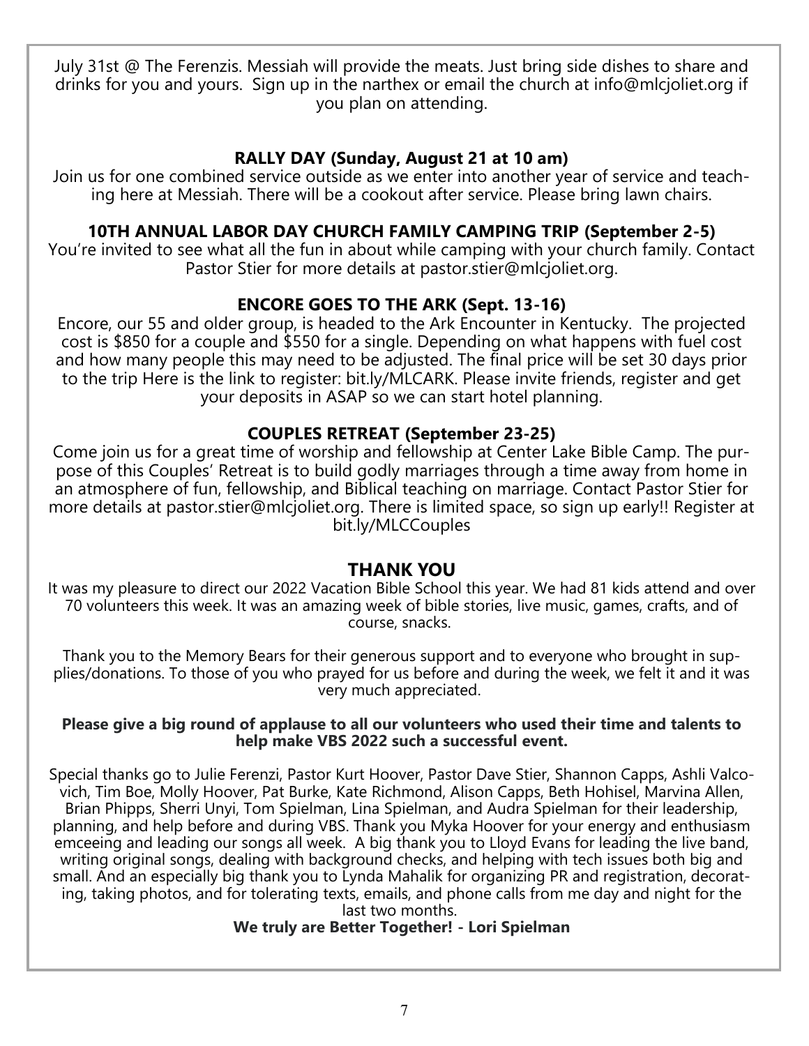July 31st @ The Ferenzis. Messiah will provide the meats. Just bring side dishes to share and drinks for you and yours. Sign up in the narthex or email the church at info@mlcjoliet.org if you plan on attending.

**RALLY DAY (Sunday, August 21 at 10 am)**

Join us for one combined service outside as we enter into another year of service and teaching here at Messiah. There will be a cookout after service. Please bring lawn chairs.

**10TH ANNUAL LABOR DAY CHURCH FAMILY CAMPING TRIP (September 2-5)**

You're invited to see what all the fun in about while camping with your church family. Contact Pastor Stier for more details at pastor.stier@mlcjoliet.org.

**ENCORE GOES TO THE ARK (Sept. 13-16)**

Encore, our 55 and older group, is headed to the Ark Encounter in Kentucky. The projected cost is $850 for a couple and $550 for a single. Depending on what happens with fuel cost and how many people this may need to be adjusted. The final price will be set 30 days prior to the trip Here is the link to register: bit.ly/MLCARK. Please invite friends, register and get your deposits in ASAP so we can start hotel planning.

**COUPLES RETREAT (September 23-25)**

Come join us for a great time of worship and fellowship at Center Lake Bible Camp. The purpose of this Couples' Retreat is to build godly marriages through a time away from home in an atmosphere of fun, fellowship, and Biblical teaching on marriage. Contact Pastor Stier for more details at pastor.stier@mlcjoliet.org. There is limited space, so sign up early!! Register at bit.ly/MLCCouples

## THANK YOU

It was my pleasure to direct our 2022 Vacation Bible School this year. We had 81 kids attend and over 70 volunteers this week. It was an amazing week of bible stories, live music, games, crafts, and of course, snacks.

Thank you to the Memory Bears for their generous support and to everyone who brought in supplies/donations. To those of you who prayed for us before and during the week, we felt it and it was very much appreciated.

**Please give a big round of applause to all our volunteers who used their time and talents to help make VBS 2022 such a successful event.**

Special thanks go to Julie Ferenzi, Pastor Kurt Hoover, Pastor Dave Stier, Shannon Capps, Ashli Valcovich, Tim Boe, Molly Hoover, Pat Burke, Kate Richmond, Alison Capps, Beth Hohisel, Marvina Allen, Brian Phipps, Sherri Unyi, Tom Spielman, Lina Spielman, and Audra Spielman for their leadership, planning, and help before and during VBS. Thank you Myka Hoover for your energy and enthusiasm emceeing and leading our songs all week. A big thank you to Lloyd Evans for leading the live band, writing original songs, dealing with background checks, and helping with tech issues both big and small. And an especially big thank you to Lynda Mahalik for organizing PR and registration, decorating, taking photos, and for tolerating texts, emails, and phone calls from me day and night for the last two months.

**We truly are Better Together! - Lori Spielman**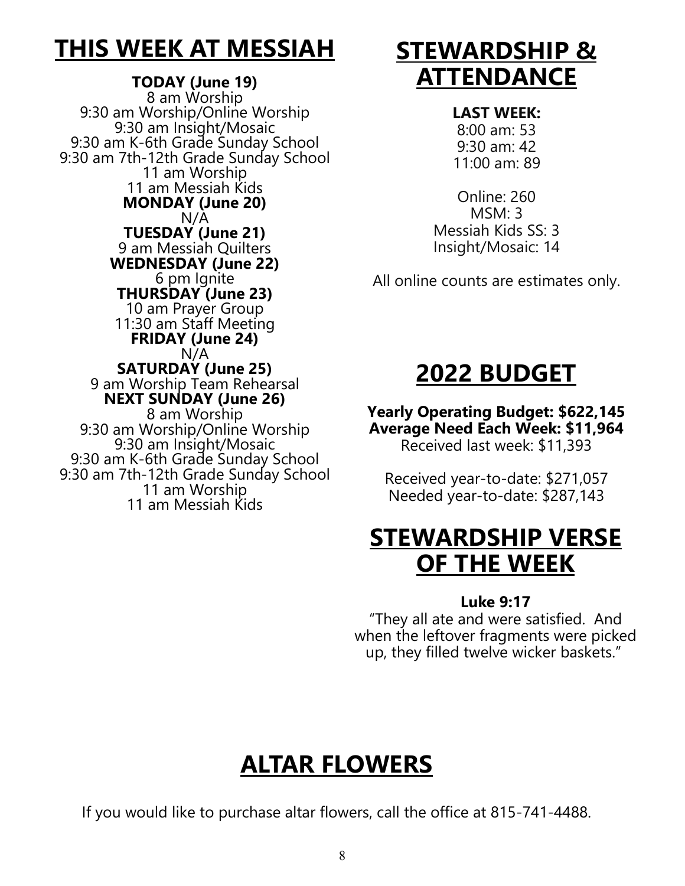# THIS WEEK AT MESSIAH

**TODAY (June 19)**
8 am Worship
9:30 am Worship/Online Worship
9:30 am Insight/Mosaic
9:30 am K-6th Grade Sunday School
9:30 am 7th-12th Grade Sunday School
11 am Worship
11 am Messiah Kids

**MONDAY (June 20)**
N/A

**TUESDAY (June 21)**
9 am Messiah Quilters

**WEDNESDAY (June 22)**
6 pm Ignite

**THURSDAY (June 23)**
10 am Prayer Group
11:30 am Staff Meeting

**FRIDAY (June 24)**
N/A

**SATURDAY (June 25)**
9 am Worship Team Rehearsal

**NEXT SUNDAY (June 26)**
8 am Worship
9:30 am Worship/Online Worship
9:30 am Insight/Mosaic
9:30 am K-6th Grade Sunday School
9:30 am 7th-12th Grade Sunday School
11 am Worship
11 am Messiah Kids

# STEWARDSHIP & ATTENDANCE

**LAST WEEK:**
8:00 am: 53
9:30 am: 42
11:00 am: 89

Online: 260
MSM: 3
Messiah Kids SS: 3
Insight/Mosaic: 14

All online counts are estimates only.

# 2022 BUDGET

**Yearly Operating Budget: $622,145**
**Average Need Each Week: $11,964**
Received last week: $11,393

Received year-to-date: $271,057
Needed year-to-date: $287,143

# STEWARDSHIP VERSE OF THE WEEK

**Luke 9:17**
"They all ate and were satisfied. And when the leftover fragments were picked up, they filled twelve wicker baskets."

# ALTAR FLOWERS

If you would like to purchase altar flowers, call the office at 815-741-4488.